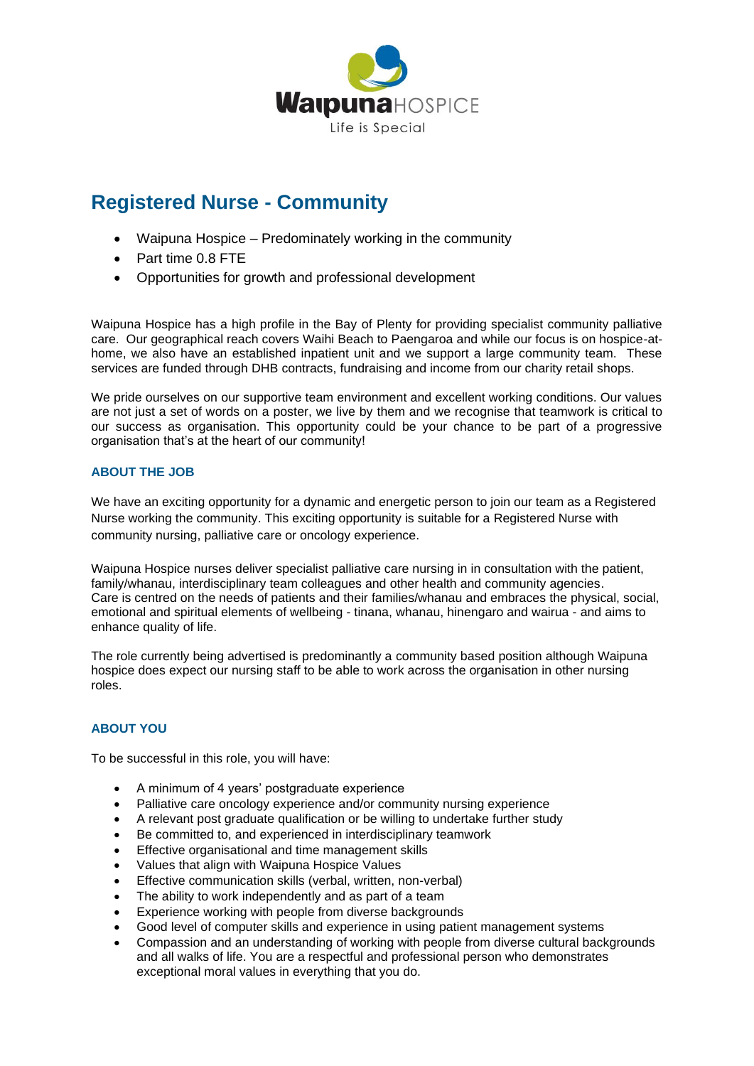Waipuna HOSPICE

Life is Special

# Registered Nurse - Community

- Waipuna Hospice – Predominately working in the community
- Part time 0.8 FTE
- Opportunities for growth and professional development

Waipuna Hospice has a high profile in the Bay of Plenty for providing specialist community palliative care. Our geographical reach covers Waihi Beach to Paengaroa and while our focus is on hospice-at-home, we also have an established inpatient unit and we support a large community team. These services are funded through DHB contracts, fundraising and income from our charity retail shops.

We pride ourselves on our supportive team environment and excellent working conditions. Our values are not just a set of words on a poster, we live by them and we recognise that teamwork is critical to our success as organisation. This opportunity could be your chance to be part of a progressive organisation that's at the heart of our community!

### ABOUT THE JOB

We have an exciting opportunity for a dynamic and energetic person to join our team as a Registered Nurse working the community. This exciting opportunity is suitable for a Registered Nurse with community nursing, palliative care or oncology experience.

Waipuna Hospice nurses deliver specialist palliative care nursing in in consultation with the patient, family/whanau, interdisciplinary team colleagues and other health and community agencies. Care is centred on the needs of patients and their families/whanau and embraces the physical, social, emotional and spiritual elements of wellbeing - tinana, whanau, hinengaro and wairua - and aims to enhance quality of life.

The role currently being advertised is predominantly a community based position although Waipuna hospice does expect our nursing staff to be able to work across the organisation in other nursing roles.

### ABOUT YOU

To be successful in this role, you will have:

- A minimum of 4 years' postgraduate experience
- Palliative care oncology experience and/or community nursing experience
- A relevant post graduate qualification or be willing to undertake further study
- Be committed to, and experienced in interdisciplinary teamwork
- Effective organisational and time management skills
- Values that align with Waipuna Hospice Values
- Effective communication skills (verbal, written, non-verbal)
- The ability to work independently and as part of a team
- Experience working with people from diverse backgrounds
- Good level of computer skills and experience in using patient management systems
- Compassion and an understanding of working with people from diverse cultural backgrounds and all walks of life. You are a respectful and professional person who demonstrates exceptional moral values in everything that you do.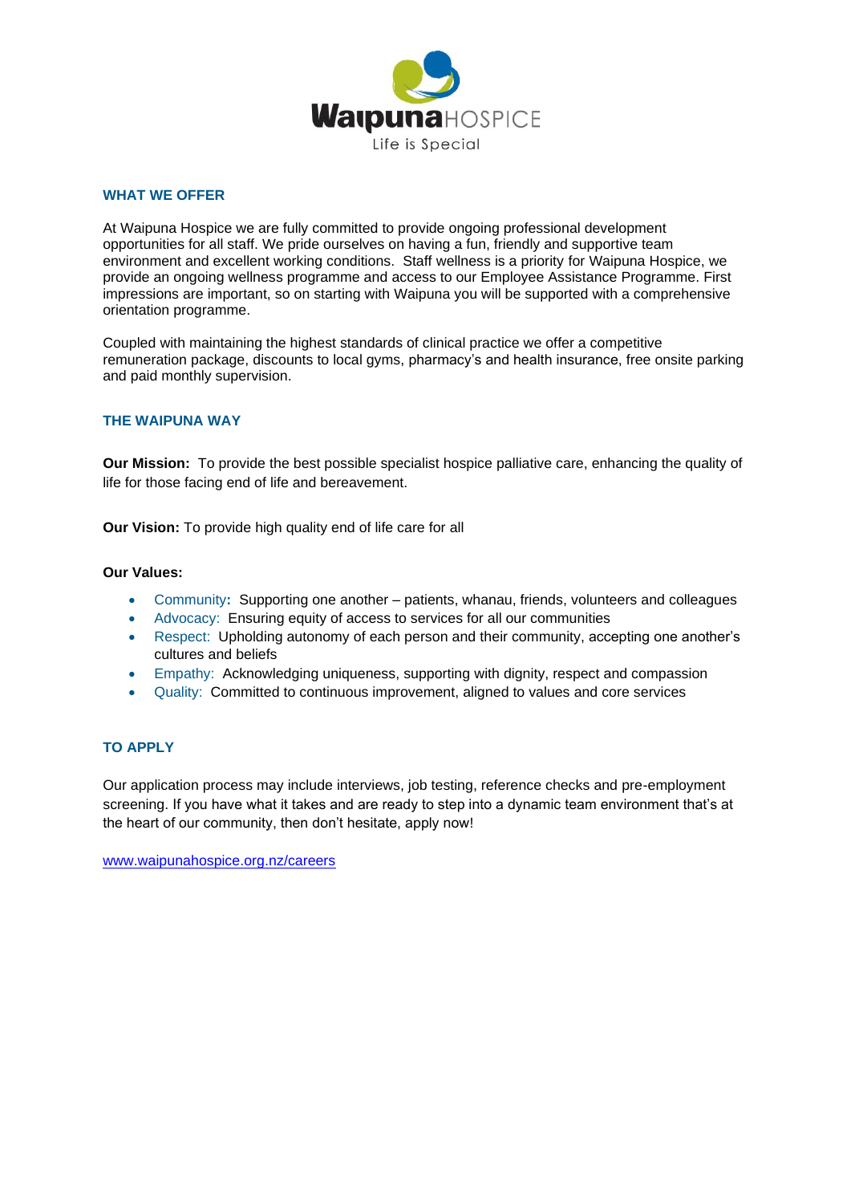**Waipuna**HOSPICE
Life is Special

## WHAT WE OFFER

At Waipuna Hospice we are fully committed to provide ongoing professional development opportunities for all staff. We pride ourselves on having a fun, friendly and supportive team environment and excellent working conditions. Staff wellness is a priority for Waipuna Hospice, we provide an ongoing wellness programme and access to our Employee Assistance Programme. First impressions are important, so on starting with Waipuna you will be supported with a comprehensive orientation programme.

Coupled with maintaining the highest standards of clinical practice we offer a competitive remuneration package, discounts to local gyms, pharmacy's and health insurance, free onsite parking and paid monthly supervision.

## THE WAIPUNA WAY

**Our Mission:** To provide the best possible specialist hospice palliative care, enhancing the quality of life for those facing end of life and bereavement.

**Our Vision:** To provide high quality end of life care for all

**Our Values:**

- Community**:** Supporting one another – patients, whanau, friends, volunteers and colleagues
- Advocacy: Ensuring equity of access to services for all our communities
- Respect: Upholding autonomy of each person and their community, accepting one another's cultures and beliefs
- Empathy: Acknowledging uniqueness, supporting with dignity, respect and compassion
- Quality: Committed to continuous improvement, aligned to values and core services

## TO APPLY

Our application process may include interviews, job testing, reference checks and pre-employment screening. If you have what it takes and are ready to step into a dynamic team environment that's at the heart of our community, then don't hesitate, apply now!

[www.waipunahospice.org.nz/careers](http://www.waipunahospice.org.nz/careers)